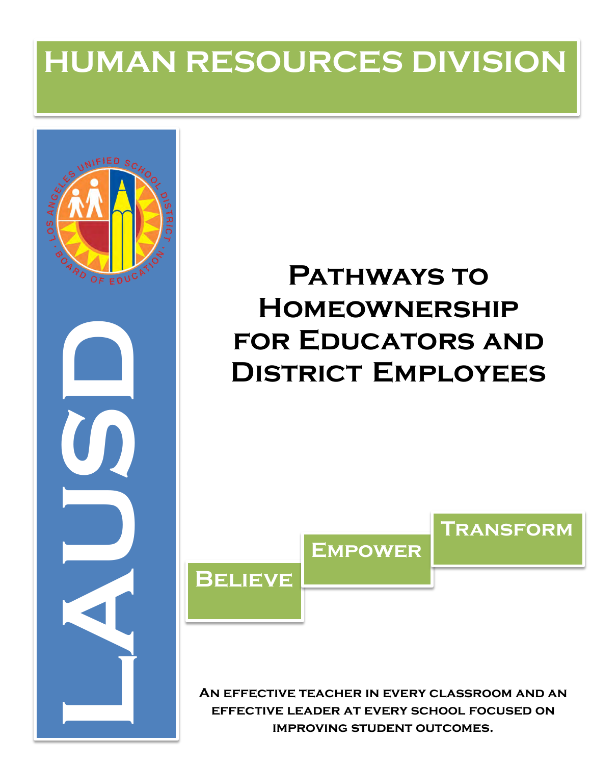# HUMAN RESOURCES DIVISION

LAUSD

# Pathways to Homeownership for Educators and District Employees

Believe

Empower

Transform

**An effective teacher in every classroom and an effective leader at every school focused on improving student outcomes.**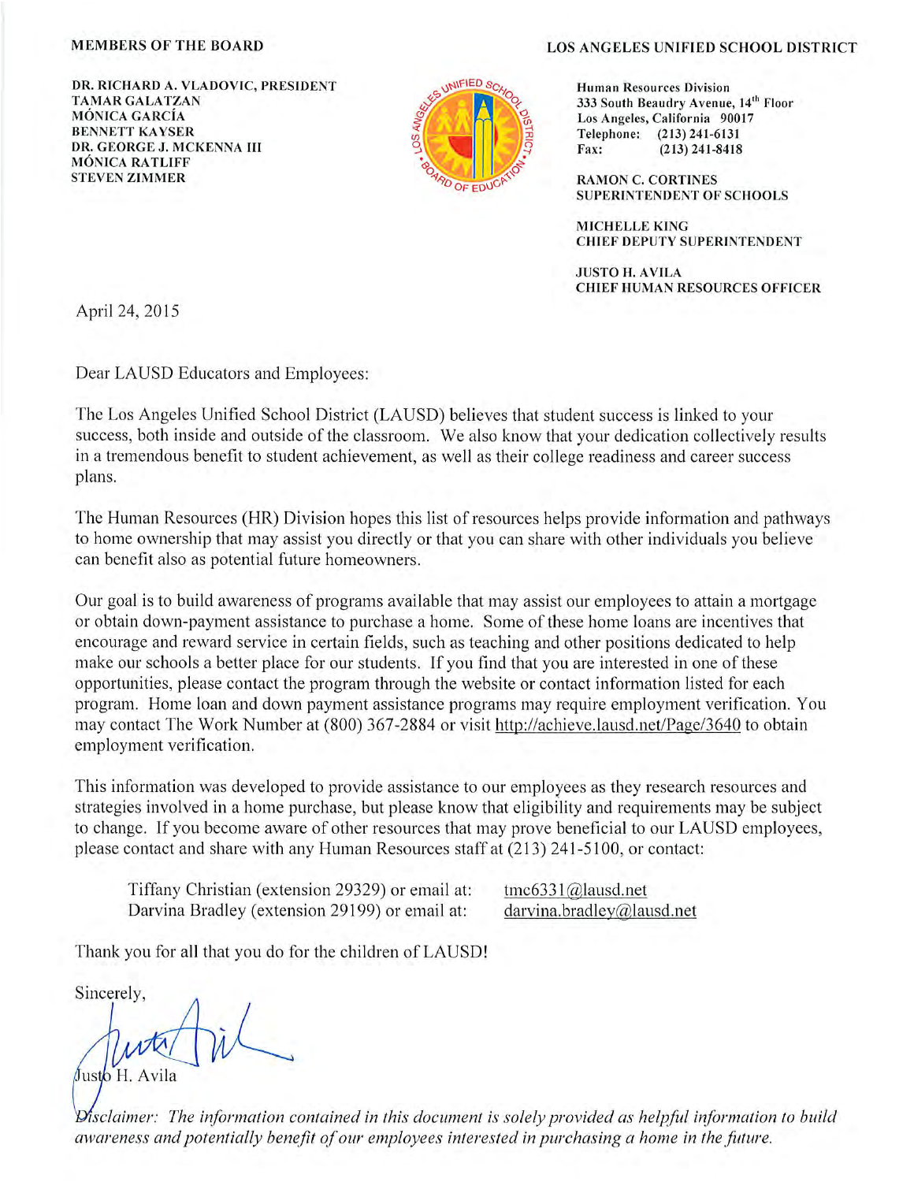**MEMBERS OF THE BOARD**

**DR. RICHARD A. VLADOVIC, PRESIDENT**
**TAMAR GALATZAN**
**MÓNICA GARCÍA**
**BENNETT KAYSER**
**DR. GEORGE J. MCKENNA III**
**MÓNICA RATLIFF**
**STEVEN ZIMMER**

**LOS ANGELES UNIFIED SCHOOL DISTRICT**

**Human Resources Division**
**333 South Beaudry Avenue, 14th Floor**
**Los Angeles, California 90017**
**Telephone: (213) 241-6131**
**Fax: (213) 241-8418**

**RAMON C. CORTINES**
**SUPERINTENDENT OF SCHOOLS**

**MICHELLE KING**
**CHIEF DEPUTY SUPERINTENDENT**

**JUSTO H. AVILA**
**CHIEF HUMAN RESOURCES OFFICER**

April 24, 2015

Dear LAUSD Educators and Employees:

The Los Angeles Unified School District (LAUSD) believes that student success is linked to your success, both inside and outside of the classroom. We also know that your dedication collectively results in a tremendous benefit to student achievement, as well as their college readiness and career success plans.

The Human Resources (HR) Division hopes this list of resources helps provide information and pathways to home ownership that may assist you directly or that you can share with other individuals you believe can benefit also as potential future homeowners.

Our goal is to build awareness of programs available that may assist our employees to attain a mortgage or obtain down-payment assistance to purchase a home. Some of these home loans are incentives that encourage and reward service in certain fields, such as teaching and other positions dedicated to help make our schools a better place for our students. If you find that you are interested in one of these opportunities, please contact the program through the website or contact information listed for each program. Home loan and down payment assistance programs may require employment verification. You may contact The Work Number at (800) 367-2884 or visit http://achieve.lausd.net/Page/3640 to obtain employment verification.

This information was developed to provide assistance to our employees as they research resources and strategies involved in a home purchase, but please know that eligibility and requirements may be subject to change. If you become aware of other resources that may prove beneficial to our LAUSD employees, please contact and share with any Human Resources staff at (213) 241-5100, or contact:

Tiffany Christian (extension 29329) or email at: tmc6331@lausd.net
Darvina Bradley (extension 29199) or email at: darvina.bradley@lausd.net

Thank you for all that you do for the children of LAUSD!

Sincerely,

Justo H. Avila

*Disclaimer: The information contained in this document is solely provided as helpful information to build awareness and potentially benefit of our employees interested in purchasing a home in the future.*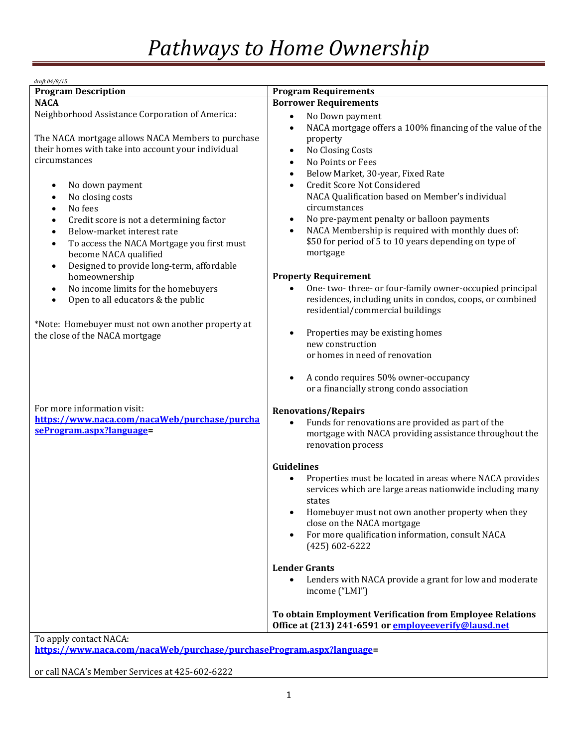# *Pathways to Home Ownership*

*draft 04/8/15*

| Program Description | Program Requirements |
|---|---|
| **NACA**<br>Neighborhood Assistance Corporation of America:<br><br>The NACA mortgage allows NACA Members to purchase their homes with take into account your individual circumstances<br><br>• No down payment<br>• No closing costs<br>• No fees<br>• Credit score is not a determining factor<br>• Below-market interest rate<br>• To access the NACA Mortgage you first must become NACA qualified<br>• Designed to provide long-term, affordable homeownership<br>• No income limits for the homebuyers<br>• Open to all educators & the public<br><br>*Note: Homebuyer must not own another property at the close of the NACA mortgage<br><br>For more information visit:<br>**https://www.naca.com/nacaWeb/purchase/purchaseProgram.aspx?language=** | **Borrower Requirements**<br>• No Down payment<br>• NACA mortgage offers a 100% financing of the value of the property<br>• No Closing Costs<br>• No Points or Fees<br>• Below Market, 30-year, Fixed Rate<br>• Credit Score Not Considered<br>NACA Qualification based on Member's individual circumstances<br>• No pre-payment penalty or balloon payments<br>• NACA Membership is required with monthly dues of: $50 for period of 5 to 10 years depending on type of mortgage<br><br>**Property Requirement**<br>• One- two- three- or four-family owner-occupied principal residences, including units in condos, coops, or combined residential/commercial buildings<br>• Properties may be existing homes new construction or homes in need of renovation<br>• A condo requires 50% owner-occupancy or a financially strong condo association<br><br>**Renovations/Repairs**<br>• Funds for renovations are provided as part of the mortgage with NACA providing assistance throughout the renovation process<br><br>**Guidelines**<br>• Properties must be located in areas where NACA provides services which are large areas nationwide including many states<br>• Homebuyer must not own another property when they close on the NACA mortgage<br>• For more qualification information, consult NACA (425) 602-6222<br><br>**Lender Grants**<br>• Lenders with NACA provide a grant for low and moderate income ("LMI")<br><br>**To obtain Employment Verification from Employee Relations Office at (213) 241-6591 or employeeverify@lausd.net** |
| To apply contact NACA:<br>**https://www.naca.com/nacaWeb/purchase/purchaseProgram.aspx?language=**<br><br>or call NACA's Member Services at 425-602-6222 | |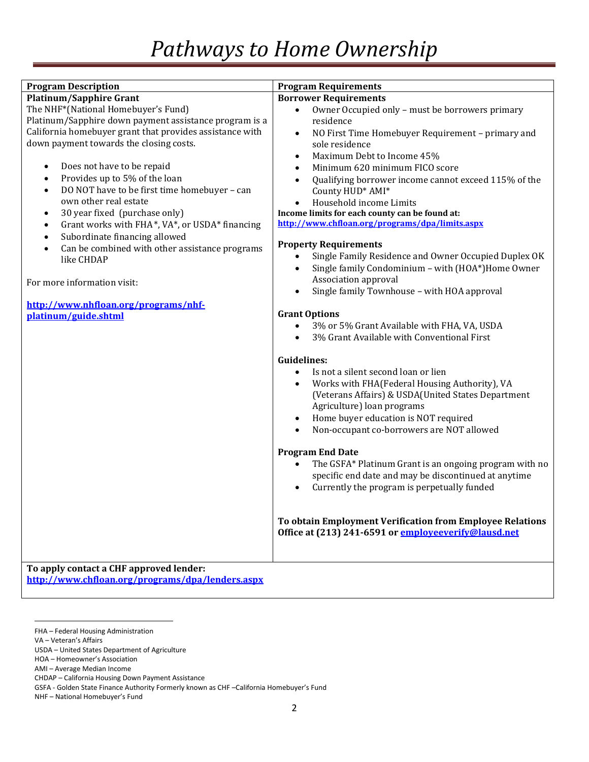# *Pathways to Home Ownership*

| Program Description | Program Requirements |
|---|---|
| **Platinum/Sapphire Grant**<br>The NHF*(National Homebuyer's Fund) Platinum/Sapphire down payment assistance program is a California homebuyer grant that provides assistance with down payment towards the closing costs.<br><br>• Does not have to be repaid<br>• Provides up to 5% of the loan<br>• DO NOT have to be first time homebuyer – can own other real estate<br>• 30 year fixed (purchase only)<br>• Grant works with FHA*, VA*, or USDA* financing<br>• Subordinate financing allowed<br>• Can be combined with other assistance programs like CHDAP<br><br>For more information visit:<br><br>**http://www.nhfloan.org/programs/nhf-platinum/guide.shtml** | **Borrower Requirements**<br>• Owner Occupied only – must be borrowers primary residence<br>• NO First Time Homebuyer Requirement – primary and sole residence<br>• Maximum Debt to Income 45%<br>• Minimum 620 minimum FICO score<br>• Qualifying borrower income cannot exceed 115% of the County HUD* AMI*<br>• Household income Limits<br>**Income limits for each county can be found at:**<br>**http://www.chfloan.org/programs/dpa/limits.aspx**<br><br>**Property Requirements**<br>• Single Family Residence and Owner Occupied Duplex OK<br>• Single family Condominium – with (HOA*)Home Owner Association approval<br>• Single family Townhouse – with HOA approval<br><br>**Grant Options**<br>• 3% or 5% Grant Available with FHA, VA, USDA<br>• 3% Grant Available with Conventional First<br><br>**Guidelines:**<br>• Is not a silent second loan or lien<br>• Works with FHA(Federal Housing Authority), VA (Veterans Affairs) & USDA(United States Department Agriculture) loan programs<br>• Home buyer education is NOT required<br>• Non-occupant co-borrowers are NOT allowed<br><br>**Program End Date**<br>• The GSFA* Platinum Grant is an ongoing program with no specific end date and may be discontinued at anytime<br>• Currently the program is perpetually funded<br><br>**To obtain Employment Verification from Employee Relations Office at (213) 241-6591 or employeeverify@lausd.net** |
| **To apply contact a CHF approved lender:**<br>**http://www.chfloan.org/programs/dpa/lenders.aspx** | |

FHA – Federal Housing Administration
VA – Veteran's Affairs
USDA – United States Department of Agriculture
HOA – Homeowner's Association
AMI – Average Median Income
CHDAP – California Housing Down Payment Assistance
GSFA - Golden State Finance Authority Formerly known as CHF –California Homebuyer's Fund
NHF – National Homebuyer's Fund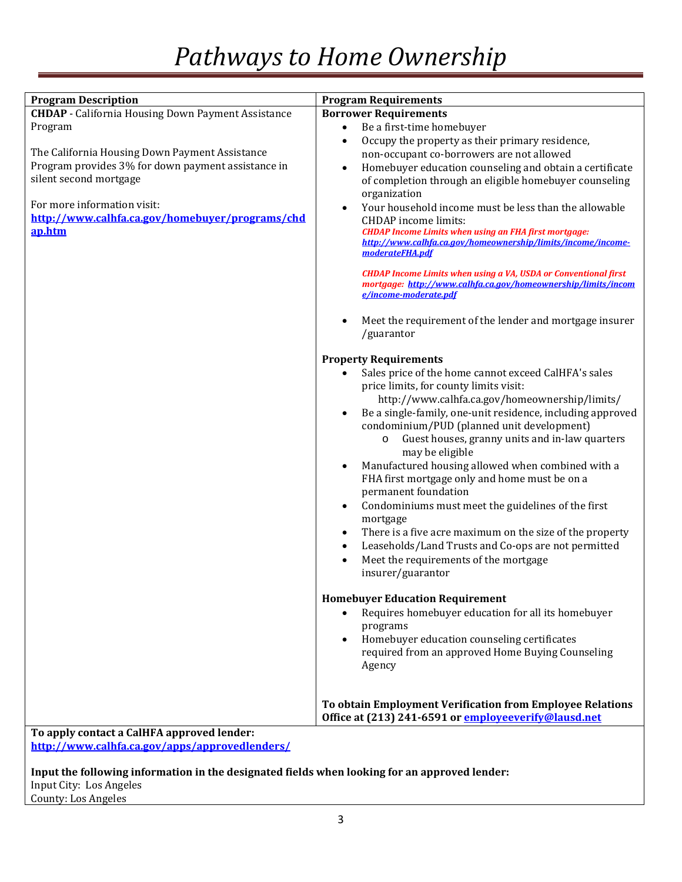# Pathways to Home Ownership

| Program Description | Program Requirements |
|---|---|
| **CHDAP** - California Housing Down Payment Assistance Program<br><br>The California Housing Down Payment Assistance Program provides 3% for down payment assistance in silent second mortgage<br><br>For more information visit:<br>**http://www.calhfa.ca.gov/homebuyer/programs/chdap.htm** | **Borrower Requirements**<br>• Be a first-time homebuyer<br>• Occupy the property as their primary residence, non-occupant co-borrowers are not allowed<br>• Homebuyer education counseling and obtain a certificate of completion through an eligible homebuyer counseling organization<br>• Your household income must be less than the allowable CHDAP income limits:<br>***CHDAP Income Limits when using an FHA first mortgage:*** ***http://www.calhfa.ca.gov/homeownership/limits/income/income-moderateFHA.pdf***<br><br>***CHDAP Income Limits when using a VA, USDA or Conventional first mortgage:*** ***http://www.calhfa.ca.gov/homeownership/limits/income/income-moderate.pdf***<br><br>• Meet the requirement of the lender and mortgage insurer /guarantor<br><br>**Property Requirements**<br>• Sales price of the home cannot exceed CalHFA's sales price limits, for county limits visit: http://www.calhfa.ca.gov/homeownership/limits/<br>• Be a single-family, one-unit residence, including approved condominium/PUD (planned unit development)<br>  o Guest houses, granny units and in-law quarters may be eligible<br>• Manufactured housing allowed when combined with a FHA first mortgage only and home must be on a permanent foundation<br>• Condominiums must meet the guidelines of the first mortgage<br>• There is a five acre maximum on the size of the property<br>• Leaseholds/Land Trusts and Co-ops are not permitted<br>• Meet the requirements of the mortgage insurer/guarantor<br><br>**Homebuyer Education Requirement**<br>• Requires homebuyer education for all its homebuyer programs<br>• Homebuyer education counseling certificates required from an approved Home Buying Counseling Agency<br><br>**To obtain Employment Verification from Employee Relations Office at (213) 241-6591 or employeeverify@lausd.net** |

**To apply contact a CalHFA approved lender:**
**http://www.calhfa.ca.gov/apps/approvedlenders/**

**Input the following information in the designated fields when looking for an approved lender:**
Input City: Los Angeles
County: Los Angeles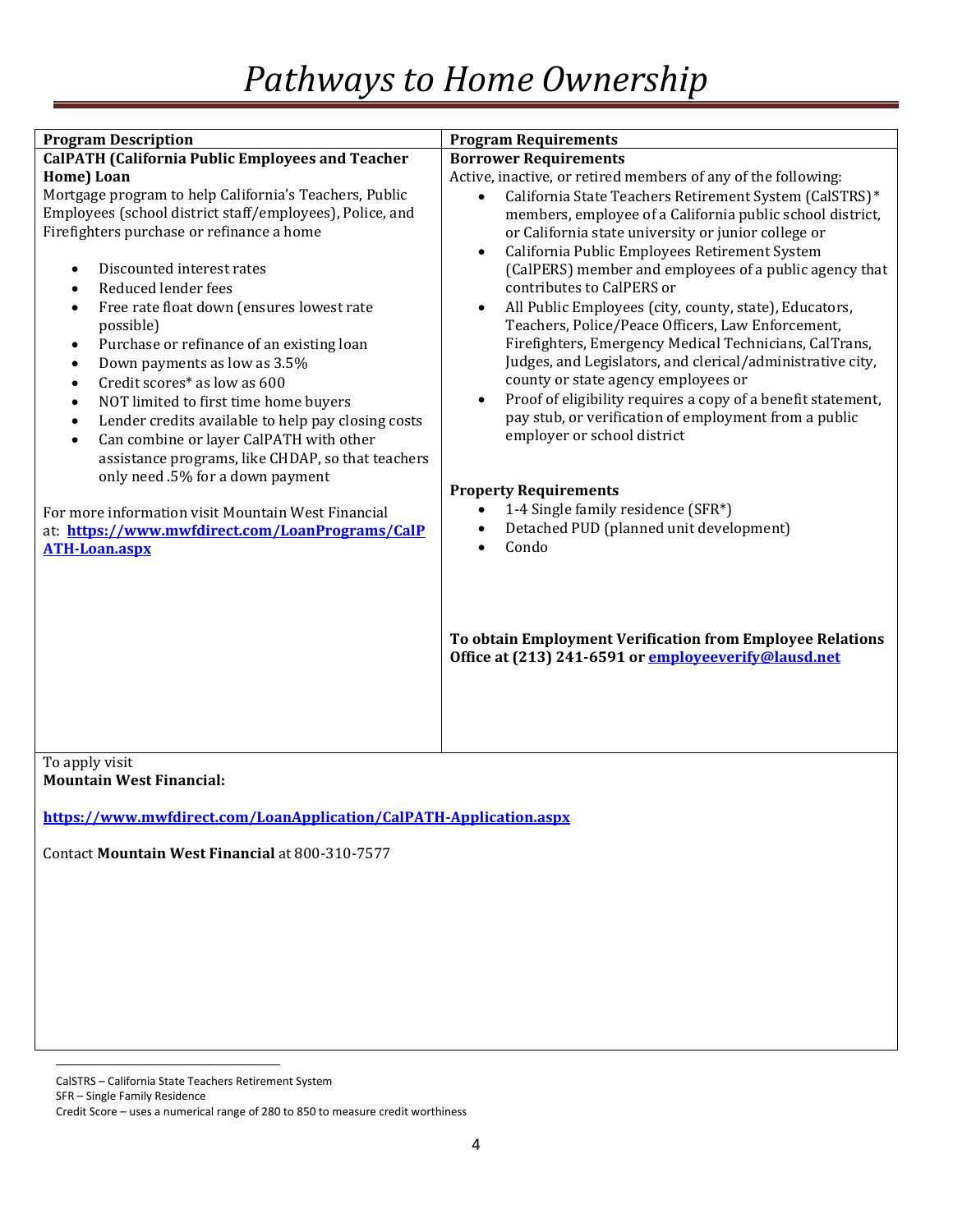# *Pathways to Home Ownership*

| Program Description | Program Requirements |
|---|---|
| **CalPATH (California Public Employees and Teacher Home) Loan**<br>Mortgage program to help California's Teachers, Public Employees (school district staff/employees), Police, and Firefighters purchase or refinance a home<br><br>• Discounted interest rates<br>• Reduced lender fees<br>• Free rate float down (ensures lowest rate possible)<br>• Purchase or refinance of an existing loan<br>• Down payments as low as 3.5%<br>• Credit scores* as low as 600<br>• NOT limited to first time home buyers<br>• Lender credits available to help pay closing costs<br>• Can combine or layer CalPATH with other assistance programs, like CHDAP, so that teachers only need .5% for a down payment<br><br>For more information visit Mountain West Financial at: **https://www.mwfdirect.com/LoanPrograms/CalPATH-Loan.aspx** | **Borrower Requirements**<br>Active, inactive, or retired members of any of the following:<br>• California State Teachers Retirement System (CalSTRS)* members, employee of a California public school district, or California state university or junior college or<br>• California Public Employees Retirement System (CalPERS) member and employees of a public agency that contributes to CalPERS or<br>• All Public Employees (city, county, state), Educators, Teachers, Police/Peace Officers, Law Enforcement, Firefighters, Emergency Medical Technicians, CalTrans, Judges, and Legislators, and clerical/administrative city, county or state agency employees or<br>• Proof of eligibility requires a copy of a benefit statement, pay stub, or verification of employment from a public employer or school district<br><br>**Property Requirements**<br>• 1-4 Single family residence (SFR*)<br>• Detached PUD (planned unit development)<br>• Condo<br><br>**To obtain Employment Verification from Employee Relations Office at (213) 241-6591 or employeeverify@lausd.net** |
| To apply visit<br>**Mountain West Financial:**<br><br>**https://www.mwfdirect.com/LoanApplication/CalPATH-Application.aspx**<br><br>Contact **Mountain West Financial** at 800-310-7577 | |

CalSTRS – California State Teachers Retirement System
SFR – Single Family Residence
Credit Score – uses a numerical range of 280 to 850 to measure credit worthiness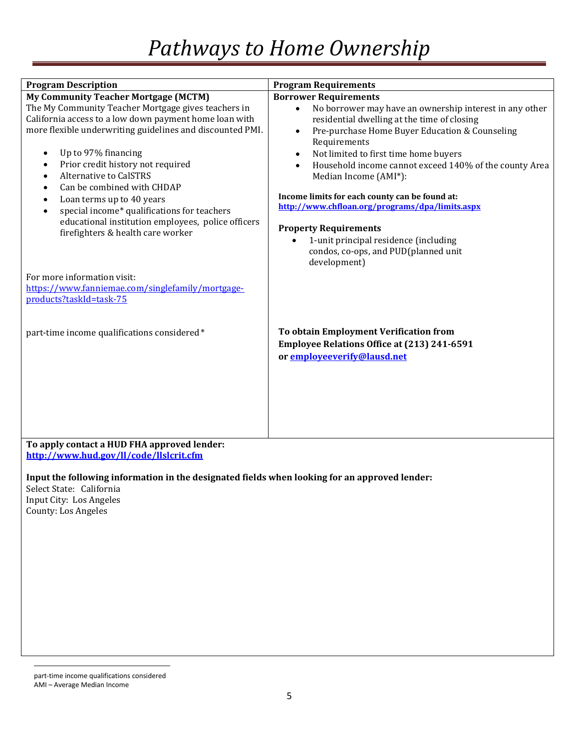# *Pathways to Home Ownership*

| Program Description | Program Requirements |
| --- | --- |
| **My Community Teacher Mortgage (MCTM)**<br>The My Community Teacher Mortgage gives teachers in California access to a low down payment home loan with more flexible underwriting guidelines and discounted PMI.<br><br>• Up to 97% financing<br>• Prior credit history not required<br>• Alternative to CalSTRS<br>• Can be combined with CHDAP<br>• Loan terms up to 40 years<br>• special income* qualifications for teachers educational institution employees, police officers firefighters & health care worker<br><br>For more information visit:<br>https://www.fanniemae.com/singlefamily/mortgage-products?taskId=task-75<br><br>part-time income qualifications considered* | **Borrower Requirements**<br>• No borrower may have an ownership interest in any other residential dwelling at the time of closing<br>• Pre-purchase Home Buyer Education & Counseling Requirements<br>• Not limited to first time home buyers<br>• Household income cannot exceed 140% of the county Area Median Income (AMI*):<br><br>**Income limits for each county can be found at:**<br>**http://www.chfloan.org/programs/dpa/limits.aspx**<br><br>**Property Requirements**<br>• 1-unit principal residence (including condos, co-ops, and PUD(planned unit development)<br><br>**To obtain Employment Verification from Employee Relations Office at (213) 241-6591 or employeeverify@lausd.net** |

**To apply contact a HUD FHA approved lender:**
**http://www.hud.gov/ll/code/llslcrit.cfm**

**Input the following information in the designated fields when looking for an approved lender:**
Select State: California
Input City: Los Angeles
County: Los Angeles

part-time income qualifications considered
AMI – Average Median Income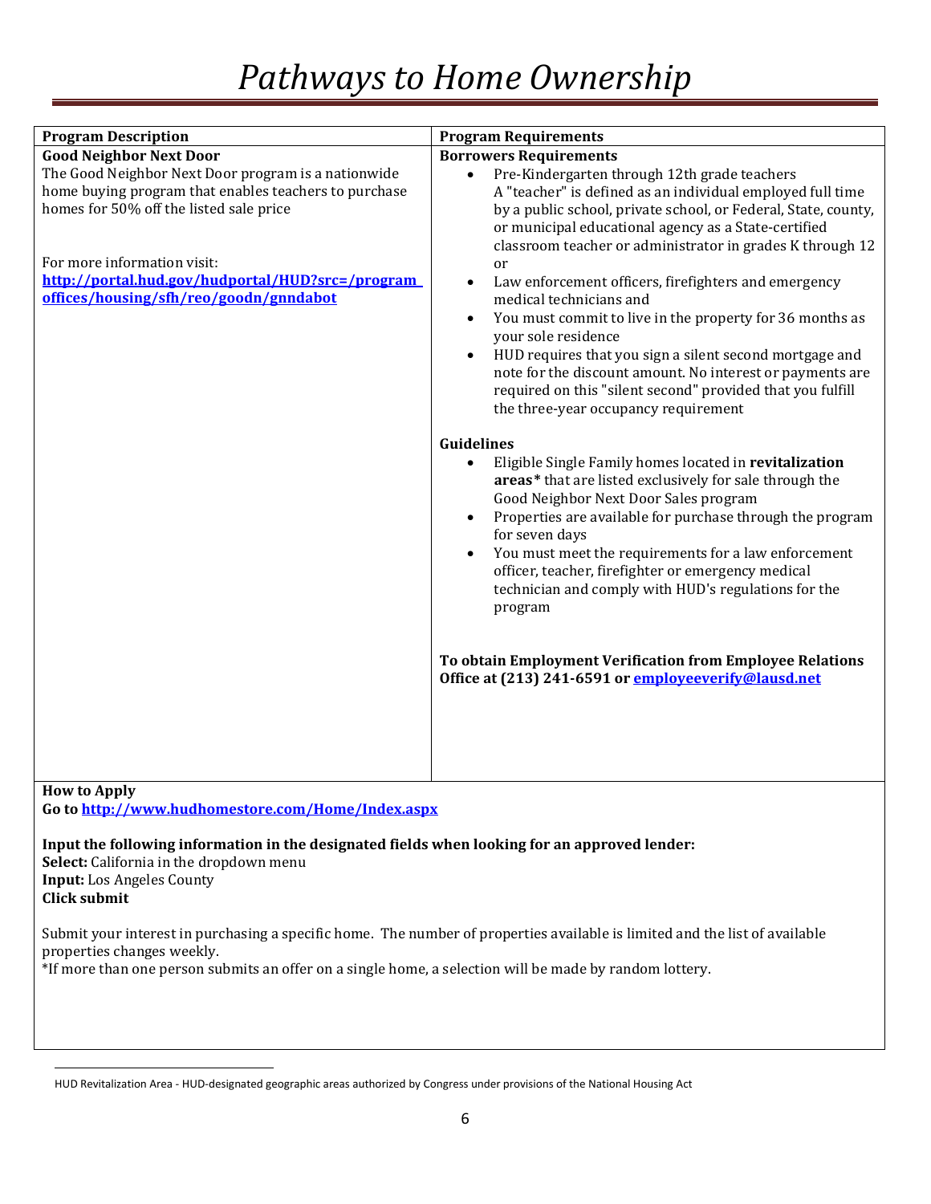# *Pathways to Home Ownership*

| Program Description | Program Requirements |
|---|---|
| **Good Neighbor Next Door**<br>The Good Neighbor Next Door program is a nationwide home buying program that enables teachers to purchase homes for 50% off the listed sale price<br><br>For more information visit:<br>**http://portal.hud.gov/hudportal/HUD?src=/program offices/housing/sfh/reo/goodn/gnndabot** | **Borrowers Requirements**<br>• Pre-Kindergarten through 12th grade teachers<br>A "teacher" is defined as an individual employed full time by a public school, private school, or Federal, State, county, or municipal educational agency as a State-certified classroom teacher or administrator in grades K through 12 or<br>• Law enforcement officers, firefighters and emergency medical technicians and<br>• You must commit to live in the property for 36 months as your sole residence<br>• HUD requires that you sign a silent second mortgage and note for the discount amount. No interest or payments are required on this "silent second" provided that you fulfill the three-year occupancy requirement<br><br>**Guidelines**<br>• Eligible Single Family homes located in **revitalization areas*** that are listed exclusively for sale through the Good Neighbor Next Door Sales program<br>• Properties are available for purchase through the program for seven days<br>• You must meet the requirements for a law enforcement officer, teacher, firefighter or emergency medical technician and comply with HUD's regulations for the program<br><br>**To obtain Employment Verification from Employee Relations Office at (213) 241-6591 or employeeverify@lausd.net** |

**How to Apply**
**Go to http://www.hudhomestore.com/Home/Index.aspx**

**Input the following information in the designated fields when looking for an approved lender:**
**Select:** California in the dropdown menu
**Input:** Los Angeles County
**Click submit**

Submit your interest in purchasing a specific home. The number of properties available is limited and the list of available properties changes weekly.
*If more than one person submits an offer on a single home, a selection will be made by random lottery.

HUD Revitalization Area - HUD-designated geographic areas authorized by Congress under provisions of the National Housing Act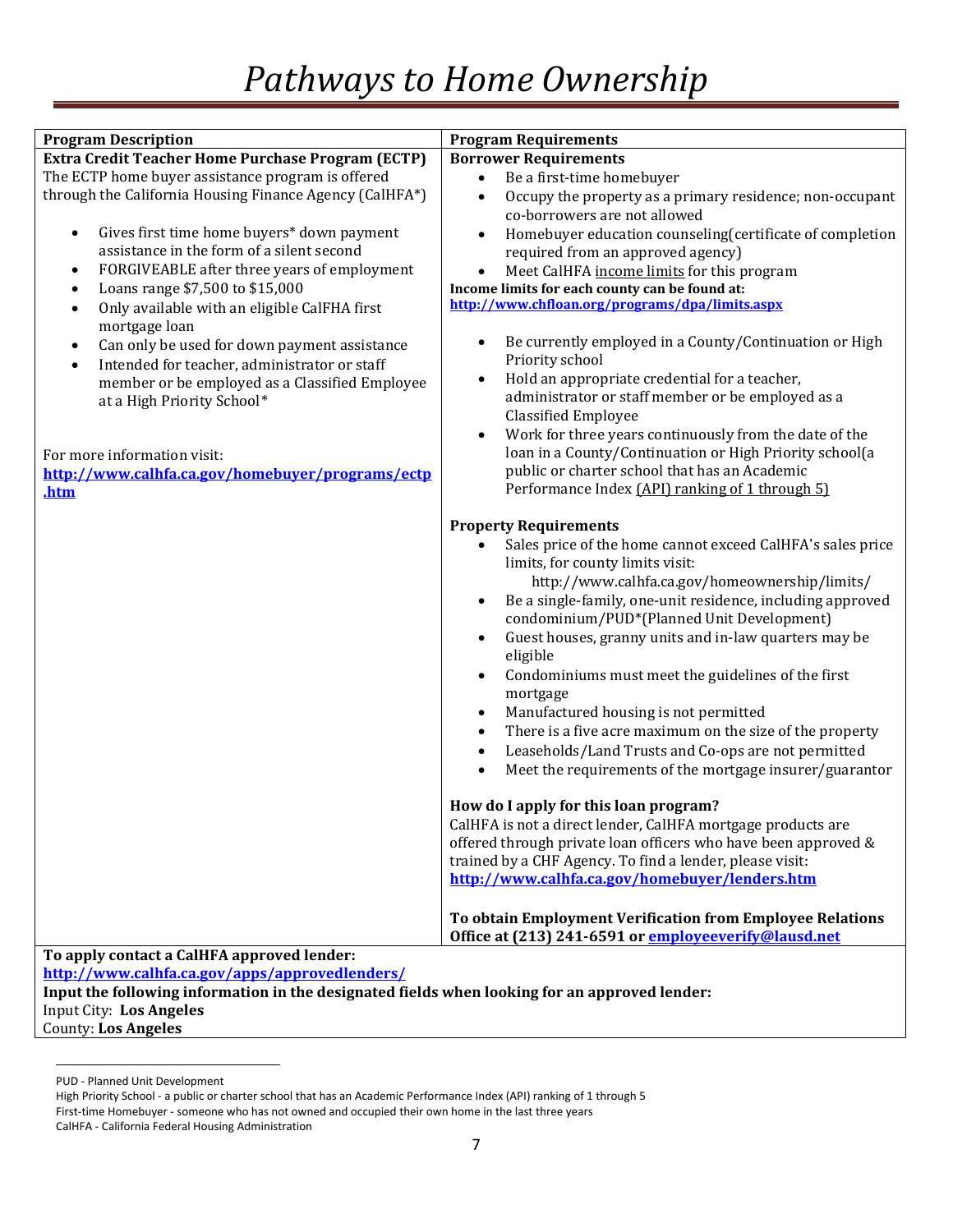# *Pathways to Home Ownership*

| Program Description | Program Requirements |
|---|---|
| **Extra Credit Teacher Home Purchase Program (ECTP)**<br>The ECTP home buyer assistance program is offered through the California Housing Finance Agency (CalHFA*)<br><br>• Gives first time home buyers* down payment assistance in the form of a silent second<br>• FORGIVEABLE after three years of employment<br>• Loans range $7,500 to $15,000<br>• Only available with an eligible CalFHA first mortgage loan<br>• Can only be used for down payment assistance<br>• Intended for teacher, administrator or staff member or be employed as a Classified Employee at a High Priority School*<br><br>For more information visit:<br>**http://www.calhfa.ca.gov/homebuyer/programs/ectp.htm** | **Borrower Requirements**<br>• Be a first-time homebuyer<br>• Occupy the property as a primary residence; non-occupant co-borrowers are not allowed<br>• Homebuyer education counseling(certificate of completion required from an approved agency)<br>• Meet CalHFA income limits for this program<br>**Income limits for each county can be found at:**<br>**http://www.chfloan.org/programs/dpa/limits.aspx**<br><br>• Be currently employed in a County/Continuation or High Priority school<br>• Hold an appropriate credential for a teacher, administrator or staff member or be employed as a Classified Employee<br>• Work for three years continuously from the date of the loan in a County/Continuation or High Priority school(a public or charter school that has an Academic Performance Index (API) ranking of 1 through 5)<br><br>**Property Requirements**<br>• Sales price of the home cannot exceed CalHFA's sales price limits, for county limits visit: http://www.calhfa.ca.gov/homeownership/limits/<br>• Be a single-family, one-unit residence, including approved condominium/PUD*(Planned Unit Development)<br>• Guest houses, granny units and in-law quarters may be eligible<br>• Condominiums must meet the guidelines of the first mortgage<br>• Manufactured housing is not permitted<br>• There is a five acre maximum on the size of the property<br>• Leaseholds/Land Trusts and Co-ops are not permitted<br>• Meet the requirements of the mortgage insurer/guarantor<br><br>**How do I apply for this loan program?**<br>CalHFA is not a direct lender, CalHFA mortgage products are offered through private loan officers who have been approved & trained by a CHF Agency. To find a lender, please visit:<br>**http://www.calhfa.ca.gov/homebuyer/lenders.htm**<br><br>**To obtain Employment Verification from Employee Relations Office at (213) 241-6591 or employeeverify@lausd.net** |

**To apply contact a CalHFA approved lender:**
**http://www.calhfa.ca.gov/apps/approvedlenders/**
**Input the following information in the designated fields when looking for an approved lender:**
Input City: **Los Angeles**
County: **Los Angeles**

---

PUD - Planned Unit Development
High Priority School - a public or charter school that has an Academic Performance Index (API) ranking of 1 through 5
First-time Homebuyer - someone who has not owned and occupied their own home in the last three years
CalHFA - California Federal Housing Administration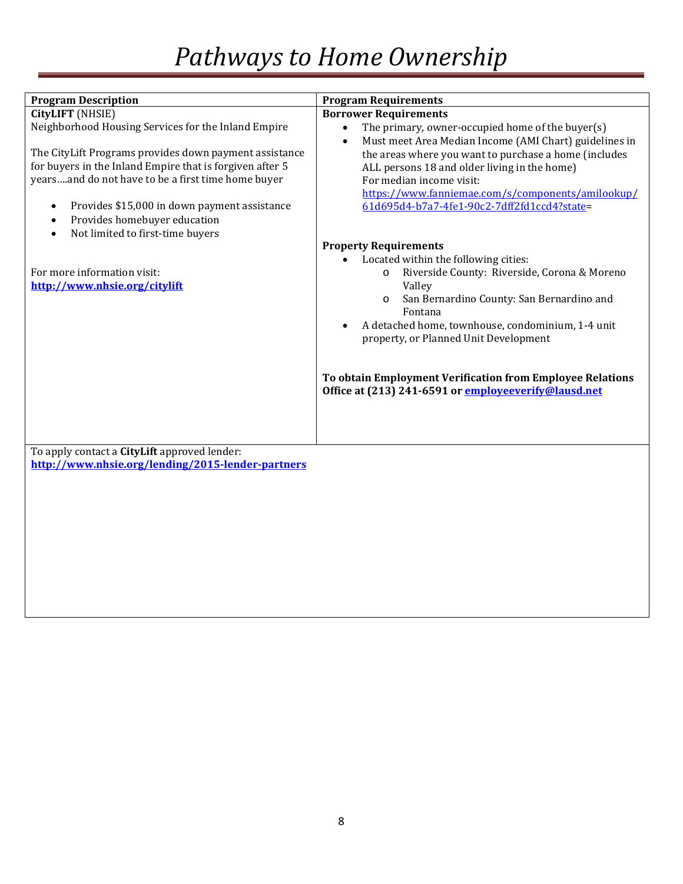# *Pathways to Home Ownership*

| Program Description | Program Requirements |
| --- | --- |
| **CityLIFT** (NHSIE)<br>Neighborhood Housing Services for the Inland Empire<br><br>The CityLift Programs provides down payment assistance for buyers in the Inland Empire that is forgiven after 5 years….and do not have to be a first time home buyer<br><br>• Provides $15,000 in down payment assistance<br>• Provides homebuyer education<br>• Not limited to first-time buyers<br><br>For more information visit:<br>**http://www.nhsie.org/citylift** | **Borrower Requirements**<br>• The primary, owner-occupied home of the buyer(s)<br>• Must meet Area Median Income (AMI Chart) guidelines in the areas where you want to purchase a home (includes ALL persons 18 and older living in the home)<br>For median income visit:<br>https://www.fanniemae.com/s/components/amilookup/61d695d4-b7a7-4fe1-90c2-7dff2fd1ccd4?state=<br><br>**Property Requirements**<br>• Located within the following cities:<br>  o Riverside County: Riverside, Corona & Moreno Valley<br>  o San Bernardino County: San Bernardino and Fontana<br>• A detached home, townhouse, condominium, 1-4 unit property, or Planned Unit Development<br><br>**To obtain Employment Verification from Employee Relations Office at (213) 241-6591 or employeeverify@lausd.net** |
| To apply contact a **CityLift** approved lender:<br>**http://www.nhsie.org/lending/2015-lender-partners** | |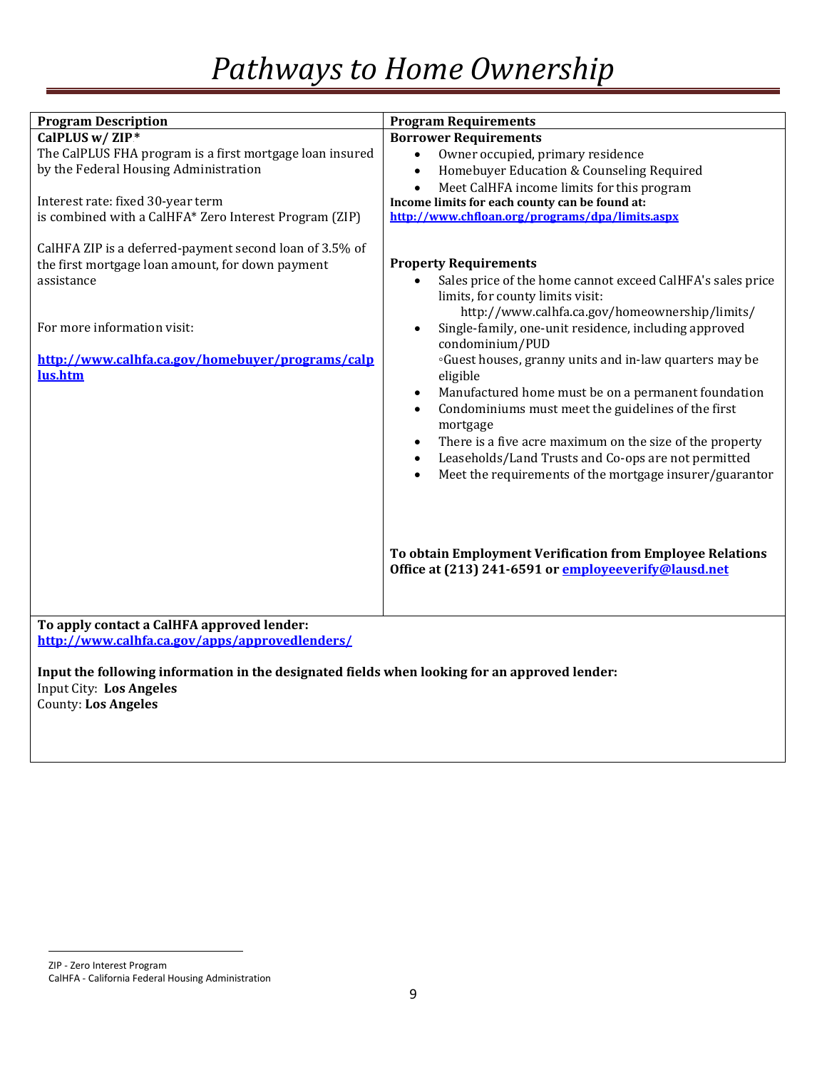# *Pathways to Home Ownership*

| Program Description | Program Requirements |
| --- | --- |
| **CalPLUS w/ ZIP\***<br>The CalPLUS FHA program is a first mortgage loan insured by the Federal Housing Administration<br><br>Interest rate: fixed 30-year term is combined with a CalHFA\* Zero Interest Program (ZIP)<br><br>CalHFA ZIP is a deferred-payment second loan of 3.5% of the first mortgage loan amount, for down payment assistance<br><br>For more information visit:<br><br>**http://www.calhfa.ca.gov/homebuyer/programs/calplus.htm** | **Borrower Requirements**<br>• Owner occupied, primary residence<br>• Homebuyer Education & Counseling Required<br>• Meet CalHFA income limits for this program<br>**Income limits for each county can be found at:**<br>**http://www.chfloan.org/programs/dpa/limits.aspx**<br><br>**Property Requirements**<br>• Sales price of the home cannot exceed CalHFA's sales price limits, for county limits visit: http://www.calhfa.ca.gov/homeownership/limits/<br>• Single-family, one-unit residence, including approved condominium/PUD ◦Guest houses, granny units and in-law quarters may be eligible<br>• Manufactured home must be on a permanent foundation<br>• Condominiums must meet the guidelines of the first mortgage<br>• There is a five acre maximum on the size of the property<br>• Leaseholds/Land Trusts and Co-ops are not permitted<br>• Meet the requirements of the mortgage insurer/guarantor<br><br>**To obtain Employment Verification from Employee Relations Office at (213) 241-6591 or employeeverify@lausd.net** |

**To apply contact a CalHFA approved lender:**
**http://www.calhfa.ca.gov/apps/approvedlenders/**

**Input the following information in the designated fields when looking for an approved lender:**
Input City: **Los Angeles**
County: **Los Angeles**

---

ZIP - Zero Interest Program
CalHFA - California Federal Housing Administration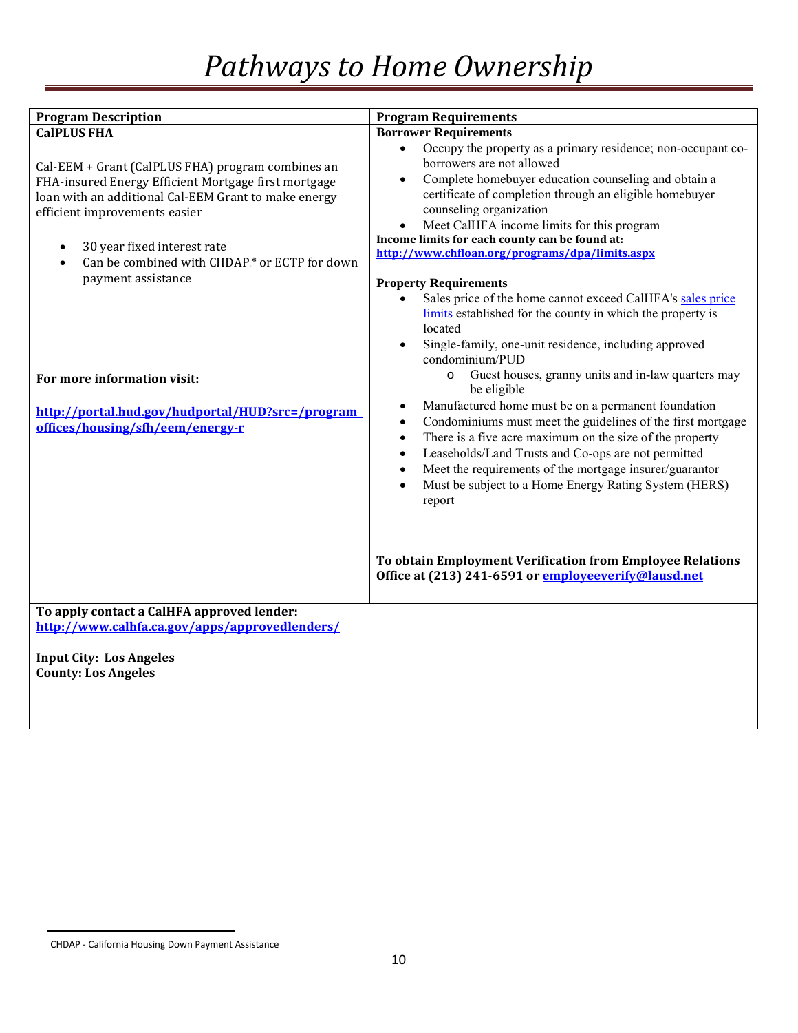# Pathways to Home Ownership

| Program Description | Program Requirements |
|---|---|
| **CalPLUS FHA**<br><br>Cal-EEM + Grant (CalPLUS FHA) program combines an FHA-insured Energy Efficient Mortgage first mortgage loan with an additional Cal-EEM Grant to make energy efficient improvements easier<br><br>• 30 year fixed interest rate<br>• Can be combined with CHDAP* or ECTP for down payment assistance<br><br>**For more information visit:**<br><br>**http://portal.hud.gov/hudportal/HUD?src=/program_offices/housing/sfh/eem/energy-r** | **Borrower Requirements**<br>• Occupy the property as a primary residence; non-occupant co-borrowers are not allowed<br>• Complete homebuyer education counseling and obtain a certificate of completion through an eligible homebuyer counseling organization<br>• Meet CalHFA income limits for this program<br>**Income limits for each county can be found at:**<br>**http://www.chfloan.org/programs/dpa/limits.aspx**<br><br>**Property Requirements**<br>• Sales price of the home cannot exceed CalHFA's sales price limits established for the county in which the property is located<br>• Single-family, one-unit residence, including approved condominium/PUD<br>  o Guest houses, granny units and in-law quarters may be eligible<br>• Manufactured home must be on a permanent foundation<br>• Condominiums must meet the guidelines of the first mortgage<br>• There is a five acre maximum on the size of the property<br>• Leaseholds/Land Trusts and Co-ops are not permitted<br>• Meet the requirements of the mortgage insurer/guarantor<br>• Must be subject to a Home Energy Rating System (HERS) report<br><br>**To obtain Employment Verification from Employee Relations Office at (213) 241-6591 or employeeverify@lausd.net** |
| **To apply contact a CalHFA approved lender:**<br>**http://www.calhfa.ca.gov/apps/approvedlenders/**<br><br>**Input City: Los Angeles**<br>**County: Los Angeles** | |

CHDAP - California Housing Down Payment Assistance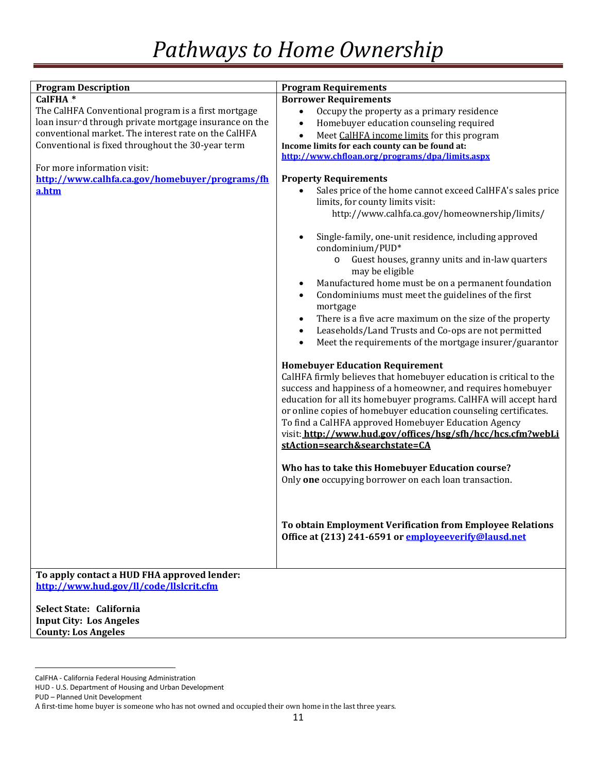# *Pathways to Home Ownership*

| Program Description | Program Requirements |
|---|---|
| **CalFHA** * <br>The CalHFA Conventional program is a first mortgage loan insured through private mortgage insurance on the conventional market. The interest rate on the CalHFA Conventional is fixed throughout the 30-year term<br><br>For more information visit: **http://www.calhfa.ca.gov/homebuyer/programs/fha.htm** | **Borrower Requirements**<br>• Occupy the property as a primary residence<br>• Homebuyer education counseling required<br>• Meet CalHFA income limits for this program<br>**Income limits for each county can be found at: http://www.chfloan.org/programs/dpa/limits.aspx**<br><br>**Property Requirements**<br>• Sales price of the home cannot exceed CalHFA's sales price limits, for county limits visit: http://www.calhfa.ca.gov/homeownership/limits/<br>• Single-family, one-unit residence, including approved condominium/PUD*<br>&nbsp;&nbsp;&nbsp;&nbsp;o Guest houses, granny units and in-law quarters may be eligible<br>• Manufactured home must be on a permanent foundation<br>• Condominiums must meet the guidelines of the first mortgage<br>• There is a five acre maximum on the size of the property<br>• Leaseholds/Land Trusts and Co-ops are not permitted<br>• Meet the requirements of the mortgage insurer/guarantor<br><br>**Homebuyer Education Requirement**<br>CalHFA firmly believes that homebuyer education is critical to the success and happiness of a homeowner, and requires homebuyer education for all its homebuyer programs. CalHFA will accept hard or online copies of homebuyer education counseling certificates. To find a CalHFA approved Homebuyer Education Agency visit: **http://www.hud.gov/offices/hsg/sfh/hcc/hcs.cfm?webListAction=search&searchstate=CA**<br><br>**Who has to take this Homebuyer Education course?**<br>Only **one** occupying borrower on each loan transaction.<br><br>**To obtain Employment Verification from Employee Relations Office at (213) 241-6591 or employeeverify@lausd.net** |
| **To apply contact a HUD FHA approved lender: http://www.hud.gov/ll/code/llslcrit.cfm**<br><br>**Select State: California**<br>**Input City: Los Angeles**<br>**County: Los Angeles** | |

CalFHA - California Federal Housing Administration
HUD - U.S. Department of Housing and Urban Development
PUD – Planned Unit Development
A first-time home buyer is someone who has not owned and occupied their own home in the last three years.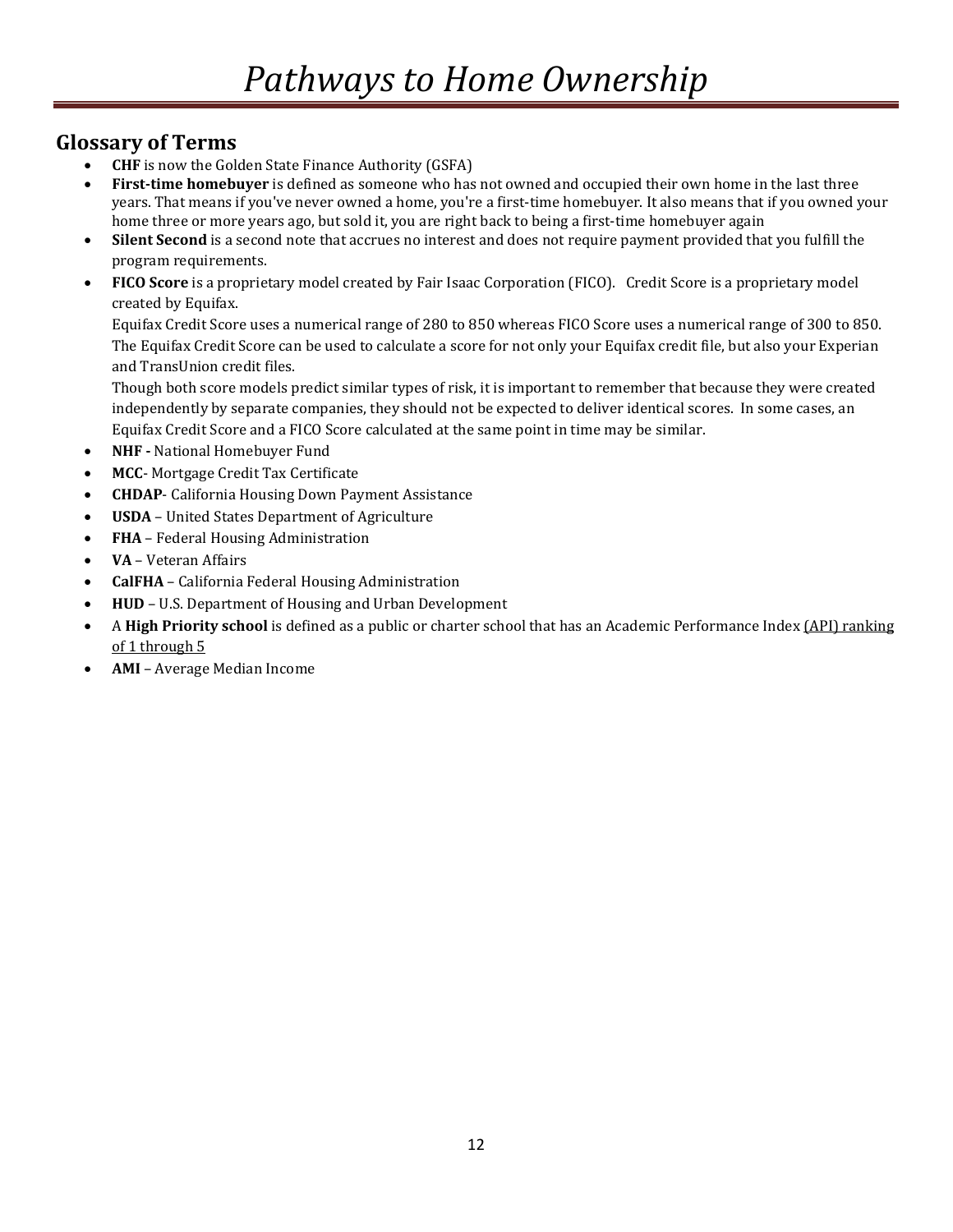# *Pathways to Home Ownership*

## Glossary of Terms

- **CHF** is now the Golden State Finance Authority (GSFA)
- **First-time homebuyer** is defined as someone who has not owned and occupied their own home in the last three years. That means if you've never owned a home, you're a first-time homebuyer. It also means that if you owned your home three or more years ago, but sold it, you are right back to being a first-time homebuyer again
- **Silent Second** is a second note that accrues no interest and does not require payment provided that you fulfill the program requirements.
- **FICO Score** is a proprietary model created by Fair Isaac Corporation (FICO). Credit Score is a proprietary model created by Equifax.

  Equifax Credit Score uses a numerical range of 280 to 850 whereas FICO Score uses a numerical range of 300 to 850. The Equifax Credit Score can be used to calculate a score for not only your Equifax credit file, but also your Experian and TransUnion credit files.

  Though both score models predict similar types of risk, it is important to remember that because they were created independently by separate companies, they should not be expected to deliver identical scores. In some cases, an Equifax Credit Score and a FICO Score calculated at the same point in time may be similar.
- **NHF -** National Homebuyer Fund
- **MCC**- Mortgage Credit Tax Certificate
- **CHDAP**- California Housing Down Payment Assistance
- **USDA** – United States Department of Agriculture
- **FHA** – Federal Housing Administration
- **VA** – Veteran Affairs
- **CalFHA** – California Federal Housing Administration
- **HUD** – U.S. Department of Housing and Urban Development
- A **High Priority school** is defined as a public or charter school that has an Academic Performance Index (API) ranking of 1 through 5
- **AMI** – Average Median Income